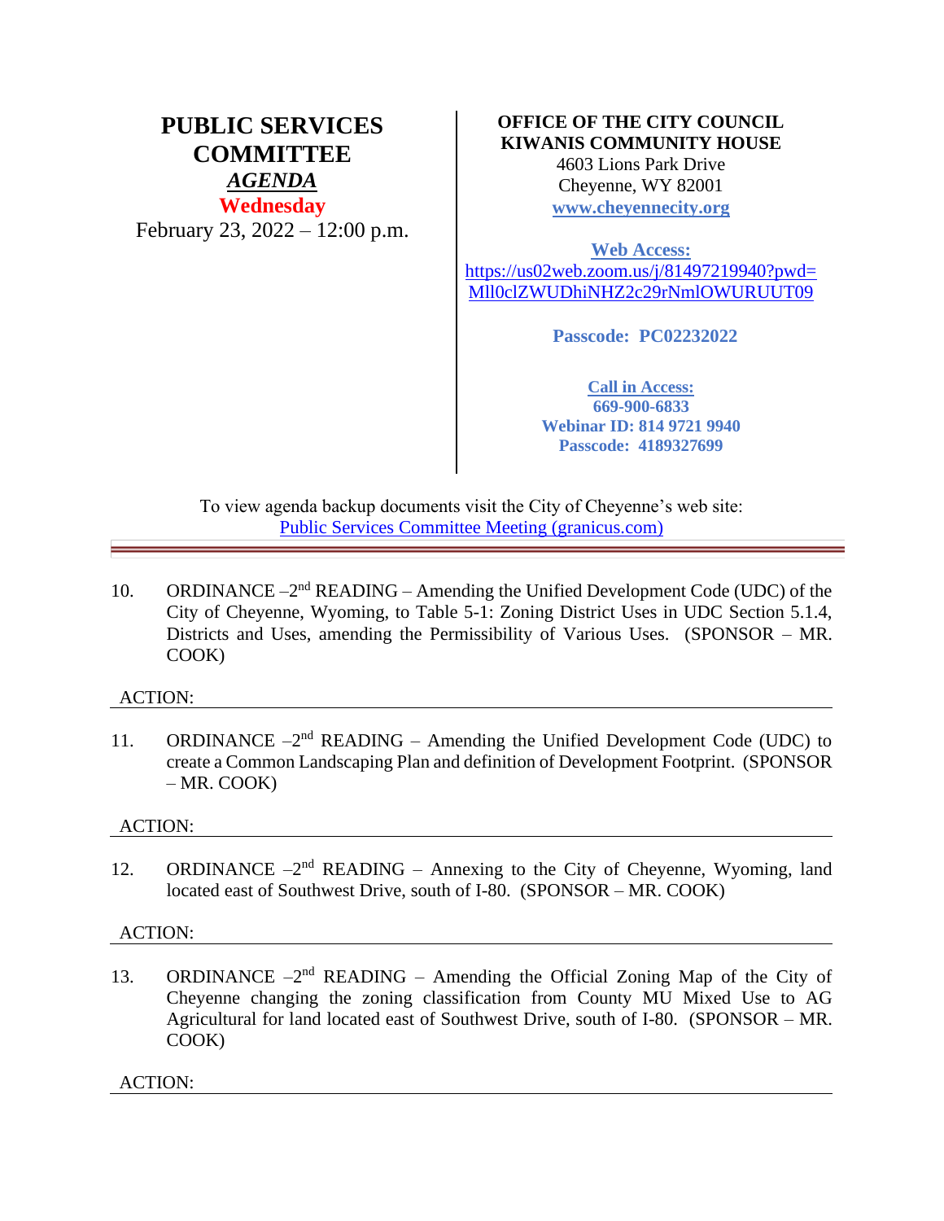# PUBLIC SERVICES COMMITTEE

***AGENDA***

**Wednesday**

February 23, 2022 – 12:00 p.m.

**OFFICE OF THE CITY COUNCIL**
**KIWANIS COMMUNITY HOUSE**
4603 Lions Park Drive
Cheyenne, WY 82001
**www.cheyennecity.org**

**Web Access:**
https://us02web.zoom.us/j/81497219940?pwd=Mll0clZWUDhiNHZ2c29rNmlOWURUUT09

**Passcode: PC02232022**

**Call in Access:**
**669-900-6833**
**Webinar ID: 814 9721 9940**
**Passcode: 4189327699**

To view agenda backup documents visit the City of Cheyenne's web site:
Public Services Committee Meeting (granicus.com)

---

10. ORDINANCE –2nd READING – Amending the Unified Development Code (UDC) of the City of Cheyenne, Wyoming, to Table 5-1: Zoning District Uses in UDC Section 5.1.4, Districts and Uses, amending the Permissibility of Various Uses. (SPONSOR – MR. COOK)

ACTION:

---

11. ORDINANCE –2nd READING – Amending the Unified Development Code (UDC) to create a Common Landscaping Plan and definition of Development Footprint. (SPONSOR – MR. COOK)

ACTION:

---

12. ORDINANCE –2nd READING – Annexing to the City of Cheyenne, Wyoming, land located east of Southwest Drive, south of I-80. (SPONSOR – MR. COOK)

ACTION:

---

13. ORDINANCE –2nd READING – Amending the Official Zoning Map of the City of Cheyenne changing the zoning classification from County MU Mixed Use to AG Agricultural for land located east of Southwest Drive, south of I-80. (SPONSOR – MR. COOK)

ACTION:

---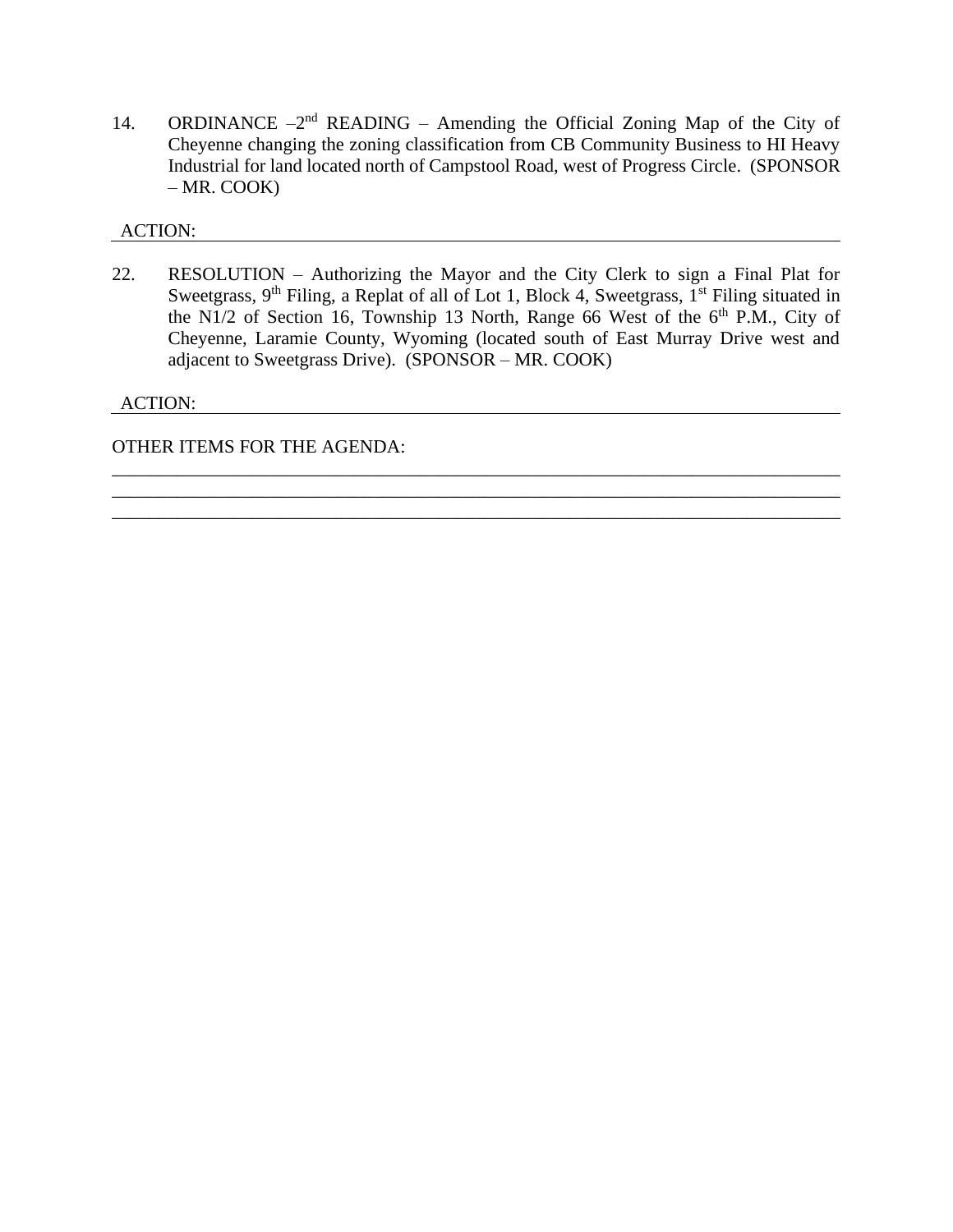14. ORDINANCE – 2nd READING – Amending the Official Zoning Map of the City of Cheyenne changing the zoning classification from CB Community Business to HI Heavy Industrial for land located north of Campstool Road, west of Progress Circle. (SPONSOR – MR. COOK)

ACTION: ______________________________________________________________________

22. RESOLUTION – Authorizing the Mayor and the City Clerk to sign a Final Plat for Sweetgrass, 9th Filing, a Replat of all of Lot 1, Block 4, Sweetgrass, 1st Filing situated in the N1/2 of Section 16, Township 13 North, Range 66 West of the 6th P.M., City of Cheyenne, Laramie County, Wyoming (located south of East Murray Drive west and adjacent to Sweetgrass Drive). (SPONSOR – MR. COOK)

ACTION: ______________________________________________________________________

OTHER ITEMS FOR THE AGENDA:

___________________________________________________________________________

___________________________________________________________________________

___________________________________________________________________________